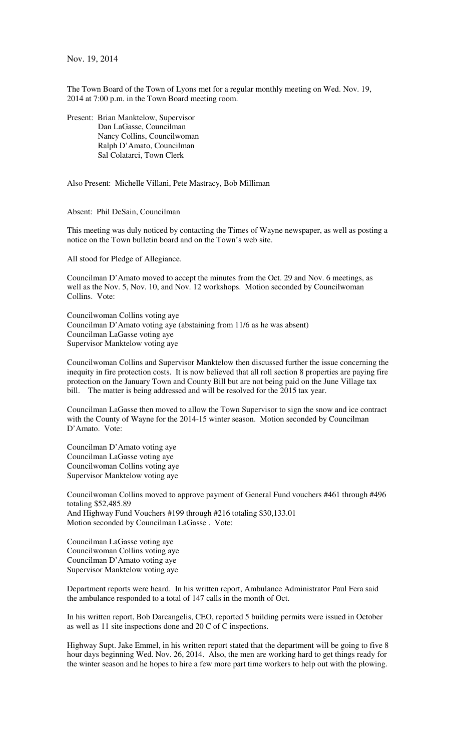Nov. 19, 2014

The Town Board of the Town of Lyons met for a regular monthly meeting on Wed. Nov. 19, 2014 at 7:00 p.m. in the Town Board meeting room.

Present: Brian Manktelow, Supervisor
Dan LaGasse, Councilman
Nancy Collins, Councilwoman
Ralph D'Amato, Councilman
Sal Colatarci, Town Clerk

Also Present: Michelle Villani, Pete Mastracy, Bob Milliman

Absent: Phil DeSain, Councilman

This meeting was duly noticed by contacting the Times of Wayne newspaper, as well as posting a notice on the Town bulletin board and on the Town's web site.

All stood for Pledge of Allegiance.

Councilman D'Amato moved to accept the minutes from the Oct. 29 and Nov. 6 meetings, as well as the Nov. 5, Nov. 10, and Nov. 12 workshops. Motion seconded by Councilwoman Collins. Vote:

Councilwoman Collins voting aye
Councilman D'Amato voting aye (abstaining from 11/6 as he was absent)
Councilman LaGasse voting aye
Supervisor Manktelow voting aye

Councilwoman Collins and Supervisor Manktelow then discussed further the issue concerning the inequity in fire protection costs. It is now believed that all roll section 8 properties are paying fire protection on the January Town and County Bill but are not being paid on the June Village tax bill. The matter is being addressed and will be resolved for the 2015 tax year.

Councilman LaGasse then moved to allow the Town Supervisor to sign the snow and ice contract with the County of Wayne for the 2014-15 winter season. Motion seconded by Councilman D'Amato. Vote:

Councilman D'Amato voting aye
Councilman LaGasse voting aye
Councilwoman Collins voting aye
Supervisor Manktelow voting aye

Councilwoman Collins moved to approve payment of General Fund vouchers #461 through #496 totaling $52,485.89
And Highway Fund Vouchers #199 through #216 totaling $30,133.01
Motion seconded by Councilman LaGasse . Vote:

Councilman LaGasse voting aye
Councilwoman Collins voting aye
Councilman D'Amato voting aye
Supervisor Manktelow voting aye

Department reports were heard. In his written report, Ambulance Administrator Paul Fera said the ambulance responded to a total of 147 calls in the month of Oct.

In his written report, Bob Darcangelis, CEO, reported 5 building permits were issued in October as well as 11 site inspections done and 20 C of C inspections.

Highway Supt. Jake Emmel, in his written report stated that the department will be going to five 8 hour days beginning Wed. Nov. 26, 2014. Also, the men are working hard to get things ready for the winter season and he hopes to hire a few more part time workers to help out with the plowing.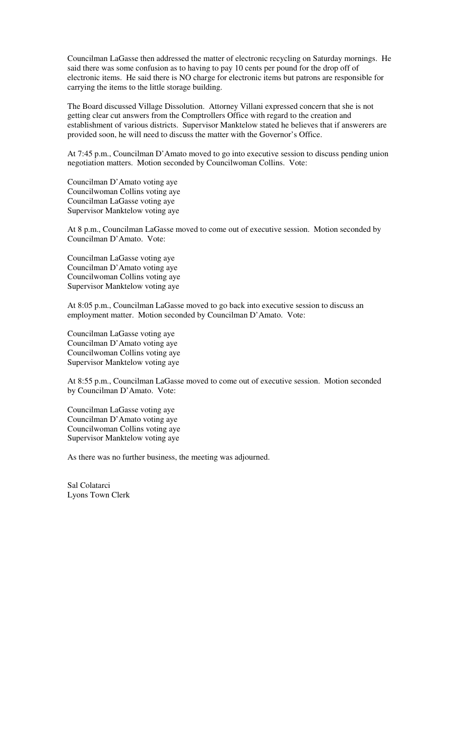Councilman LaGasse then addressed the matter of electronic recycling on Saturday mornings. He said there was some confusion as to having to pay 10 cents per pound for the drop off of electronic items. He said there is NO charge for electronic items but patrons are responsible for carrying the items to the little storage building.

The Board discussed Village Dissolution. Attorney Villani expressed concern that she is not getting clear cut answers from the Comptrollers Office with regard to the creation and establishment of various districts. Supervisor Manktelow stated he believes that if answerers are provided soon, he will need to discuss the matter with the Governor's Office.

At 7:45 p.m., Councilman D'Amato moved to go into executive session to discuss pending union negotiation matters. Motion seconded by Councilwoman Collins. Vote:

Councilman D'Amato voting aye
Councilwoman Collins voting aye
Councilman LaGasse voting aye
Supervisor Manktelow voting aye

At 8 p.m., Councilman LaGasse moved to come out of executive session. Motion seconded by Councilman D'Amato. Vote:

Councilman LaGasse voting aye
Councilman D'Amato voting aye
Councilwoman Collins voting aye
Supervisor Manktelow voting aye

At 8:05 p.m., Councilman LaGasse moved to go back into executive session to discuss an employment matter. Motion seconded by Councilman D'Amato. Vote:

Councilman LaGasse voting aye
Councilman D'Amato voting aye
Councilwoman Collins voting aye
Supervisor Manktelow voting aye

At 8:55 p.m., Councilman LaGasse moved to come out of executive session. Motion seconded by Councilman D'Amato. Vote:

Councilman LaGasse voting aye
Councilman D'Amato voting aye
Councilwoman Collins voting aye
Supervisor Manktelow voting aye

As there was no further business, the meeting was adjourned.

Sal Colatarci
Lyons Town Clerk